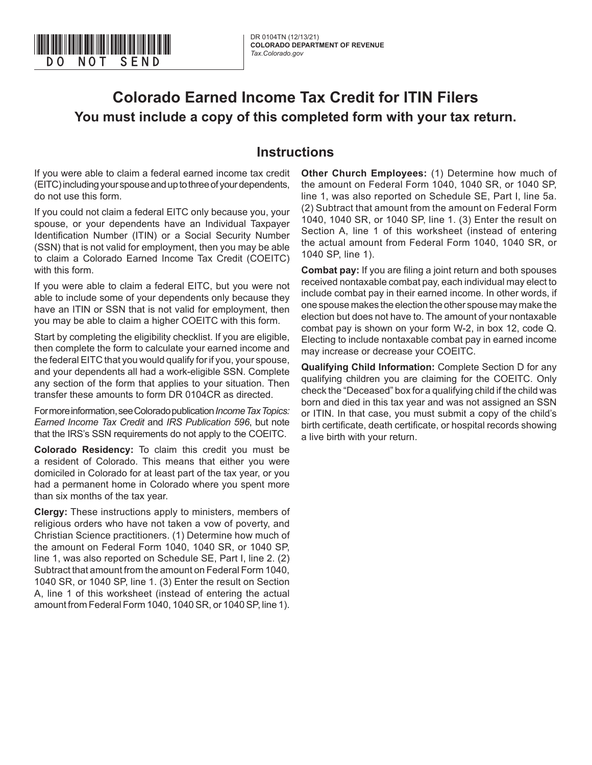DO NOT SEND

DR 0104TN (12/13/21)
**COLORADO DEPARTMENT OF REVENUE**
*Tax.Colorado.gov*

# Colorado Earned Income Tax Credit for ITIN Filers

## You must include a copy of this completed form with your tax return.

## Instructions

If you were able to claim a federal earned income tax credit (EITC) including your spouse and up to three of your dependents, do not use this form.

If you could not claim a federal EITC only because you, your spouse, or your dependents have an Individual Taxpayer Identification Number (ITIN) or a Social Security Number (SSN) that is not valid for employment, then you may be able to claim a Colorado Earned Income Tax Credit (COEITC) with this form.

If you were able to claim a federal EITC, but you were not able to include some of your dependents only because they have an ITIN or SSN that is not valid for employment, then you may be able to claim a higher COEITC with this form.

Start by completing the eligibility checklist. If you are eligible, then complete the form to calculate your earned income and the federal EITC that you would qualify for if you, your spouse, and your dependents all had a work-eligible SSN. Complete any section of the form that applies to your situation. Then transfer these amounts to form DR 0104CR as directed.

For more information, see Colorado publication *Income Tax Topics: Earned Income Tax Credit* and *IRS Publication 596*, but note that the IRS's SSN requirements do not apply to the COEITC.

**Colorado Residency:** To claim this credit you must be a resident of Colorado. This means that either you were domiciled in Colorado for at least part of the tax year, or you had a permanent home in Colorado where you spent more than six months of the tax year.

**Clergy:** These instructions apply to ministers, members of religious orders who have not taken a vow of poverty, and Christian Science practitioners. (1) Determine how much of the amount on Federal Form 1040, 1040 SR, or 1040 SP, line 1, was also reported on Schedule SE, Part I, line 2. (2) Subtract that amount from the amount on Federal Form 1040, 1040 SR, or 1040 SP, line 1. (3) Enter the result on Section A, line 1 of this worksheet (instead of entering the actual amount from Federal Form 1040, 1040 SR, or 1040 SP, line 1).

**Other Church Employees:** (1) Determine how much of the amount on Federal Form 1040, 1040 SR, or 1040 SP, line 1, was also reported on Schedule SE, Part I, line 5a. (2) Subtract that amount from the amount on Federal Form 1040, 1040 SR, or 1040 SP, line 1. (3) Enter the result on Section A, line 1 of this worksheet (instead of entering the actual amount from Federal Form 1040, 1040 SR, or 1040 SP, line 1).

**Combat pay:** If you are filing a joint return and both spouses received nontaxable combat pay, each individual may elect to include combat pay in their earned income. In other words, if one spouse makes the election the other spouse may make the election but does not have to. The amount of your nontaxable combat pay is shown on your form W-2, in box 12, code Q. Electing to include nontaxable combat pay in earned income may increase or decrease your COEITC.

**Qualifying Child Information:** Complete Section D for any qualifying children you are claiming for the COEITC. Only check the "Deceased" box for a qualifying child if the child was born and died in this tax year and was not assigned an SSN or ITIN. In that case, you must submit a copy of the child's birth certificate, death certificate, or hospital records showing a live birth with your return.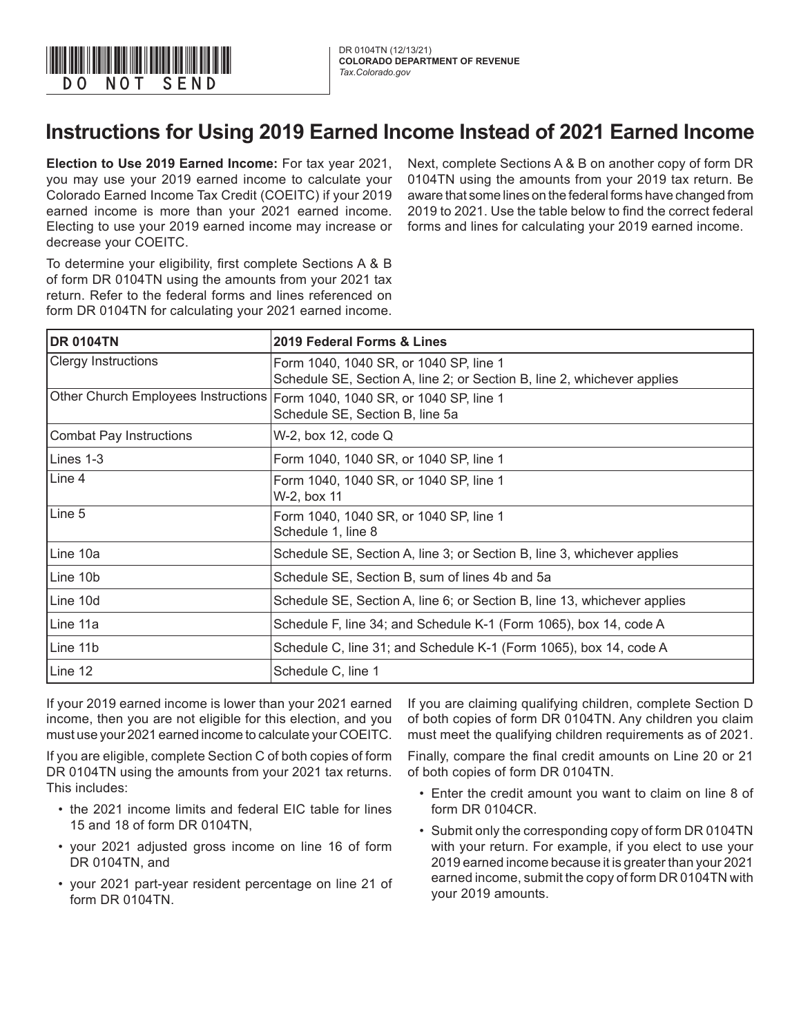DO NOT SEND

DR 0104TN (12/13/21)
**COLORADO DEPARTMENT OF REVENUE**
*Tax.Colorado.gov*

# Instructions for Using 2019 Earned Income Instead of 2021 Earned Income

**Election to Use 2019 Earned Income:** For tax year 2021, you may use your 2019 earned income to calculate your Colorado Earned Income Tax Credit (COEITC) if your 2019 earned income is more than your 2021 earned income. Electing to use your 2019 earned income may increase or decrease your COEITC.

To determine your eligibility, first complete Sections A & B of form DR 0104TN using the amounts from your 2021 tax return. Refer to the federal forms and lines referenced on form DR 0104TN for calculating your 2021 earned income.

Next, complete Sections A & B on another copy of form DR 0104TN using the amounts from your 2019 tax return. Be aware that some lines on the federal forms have changed from 2019 to 2021. Use the table below to find the correct federal forms and lines for calculating your 2019 earned income.

| DR 0104TN | 2019 Federal Forms & Lines |
|---|---|
| Clergy Instructions | Form 1040, 1040 SR, or 1040 SP, line 1<br>Schedule SE, Section A, line 2; or Section B, line 2, whichever applies |
| Other Church Employees Instructions | Form 1040, 1040 SR, or 1040 SP, line 1<br>Schedule SE, Section B, line 5a |
| Combat Pay Instructions | W-2, box 12, code Q |
| Lines 1-3 | Form 1040, 1040 SR, or 1040 SP, line 1 |
| Line 4 | Form 1040, 1040 SR, or 1040 SP, line 1<br>W-2, box 11 |
| Line 5 | Form 1040, 1040 SR, or 1040 SP, line 1<br>Schedule 1, line 8 |
| Line 10a | Schedule SE, Section A, line 3; or Section B, line 3, whichever applies |
| Line 10b | Schedule SE, Section B, sum of lines 4b and 5a |
| Line 10d | Schedule SE, Section A, line 6; or Section B, line 13, whichever applies |
| Line 11a | Schedule F, line 34; and Schedule K-1 (Form 1065), box 14, code A |
| Line 11b | Schedule C, line 31; and Schedule K-1 (Form 1065), box 14, code A |
| Line 12 | Schedule C, line 1 |

If your 2019 earned income is lower than your 2021 earned income, then you are not eligible for this election, and you must use your 2021 earned income to calculate your COEITC.

If you are eligible, complete Section C of both copies of form DR 0104TN using the amounts from your 2021 tax returns. This includes:

- the 2021 income limits and federal EIC table for lines 15 and 18 of form DR 0104TN,
- your 2021 adjusted gross income on line 16 of form DR 0104TN, and
- your 2021 part-year resident percentage on line 21 of form DR 0104TN.

If you are claiming qualifying children, complete Section D of both copies of form DR 0104TN. Any children you claim must meet the qualifying children requirements as of 2021.

Finally, compare the final credit amounts on Line 20 or 21 of both copies of form DR 0104TN.

- Enter the credit amount you want to claim on line 8 of form DR 0104CR.
- Submit only the corresponding copy of form DR 0104TN with your return. For example, if you elect to use your 2019 earned income because it is greater than your 2021 earned income, submit the copy of form DR 0104TN with your 2019 amounts.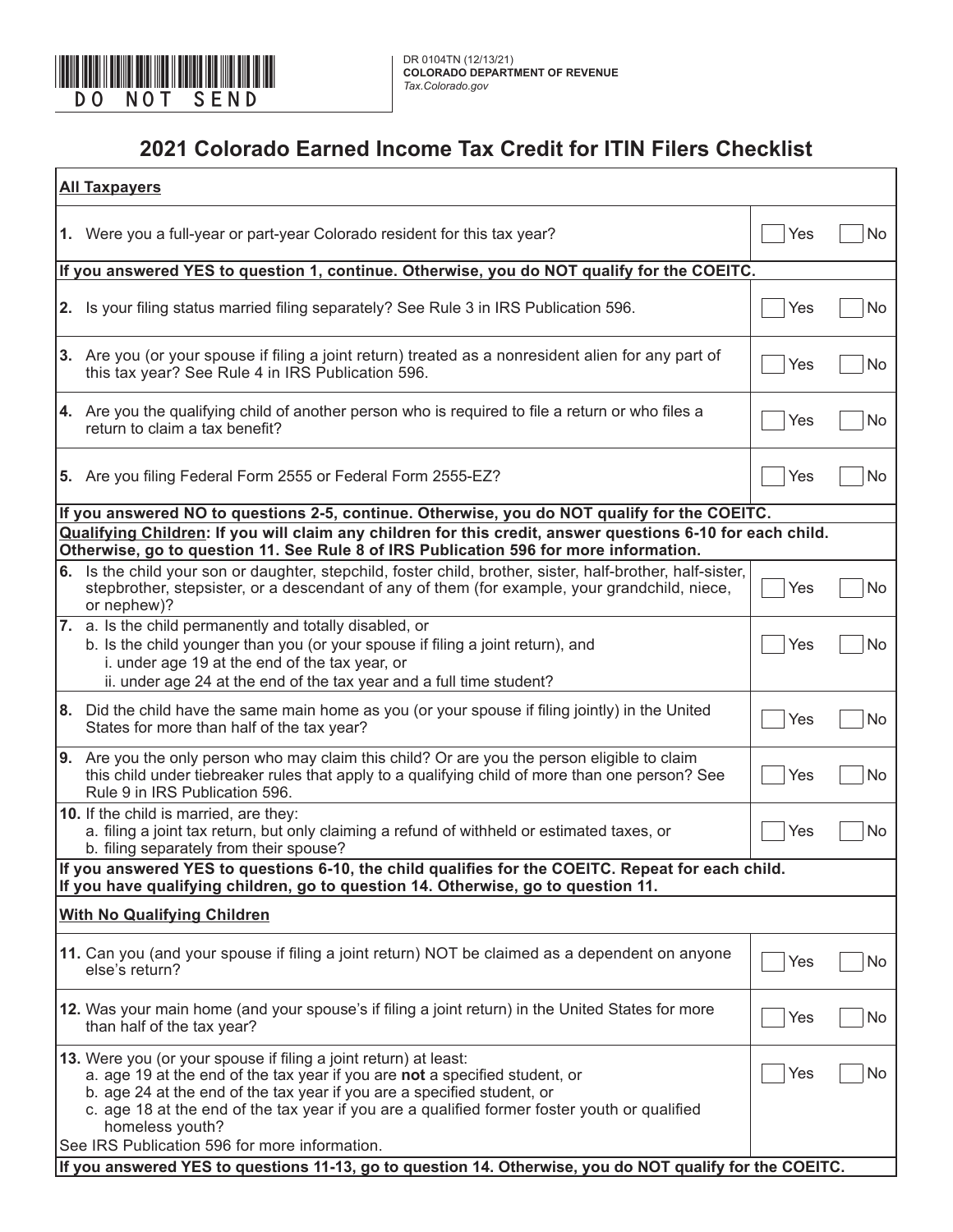DO NOT SEND

DR 0104TN (12/13/21)
**COLORADO DEPARTMENT OF REVENUE**
*Tax.Colorado.gov*

# 2021 Colorado Earned Income Tax Credit for ITIN Filers Checklist

**All Taxpayers**

| Question | Yes | No |
|---|---|---|
| **1.** Were you a full-year or part-year Colorado resident for this tax year? | ☐ Yes | ☐ No |

**If you answered YES to question 1, continue. Otherwise, you do NOT qualify for the COEITC.**

| Question | Yes | No |
|---|---|---|
| **2.** Is your filing status married filing separately? See Rule 3 in IRS Publication 596. | ☐ Yes | ☐ No |
| **3.** Are you (or your spouse if filing a joint return) treated as a nonresident alien for any part of this tax year? See Rule 4 in IRS Publication 596. | ☐ Yes | ☐ No |
| **4.** Are you the qualifying child of another person who is required to file a return or who files a return to claim a tax benefit? | ☐ Yes | ☐ No |
| **5.** Are you filing Federal Form 2555 or Federal Form 2555-EZ? | ☐ Yes | ☐ No |

**If you answered NO to questions 2-5, continue. Otherwise, you do NOT qualify for the COEITC.**

**Qualifying Children: If you will claim any children for this credit, answer questions 6-10 for each child. Otherwise, go to question 11. See Rule 8 of IRS Publication 596 for more information.**

| Question | Yes | No |
|---|---|---|
| **6.** Is the child your son or daughter, stepchild, foster child, brother, sister, half-brother, half-sister, stepbrother, stepsister, or a descendant of any of them (for example, your grandchild, niece, or nephew)? | ☐ Yes | ☐ No |
| **7.** a. Is the child permanently and totally disabled, or<br>b. Is the child younger than you (or your spouse if filing a joint return), and<br>i. under age 19 at the end of the tax year, or<br>ii. under age 24 at the end of the tax year and a full time student? | ☐ Yes | ☐ No |
| **8.** Did the child have the same main home as you (or your spouse if filing jointly) in the United States for more than half of the tax year? | ☐ Yes | ☐ No |
| **9.** Are you the only person who may claim this child? Or are you the person eligible to claim this child under tiebreaker rules that apply to a qualifying child of more than one person? See Rule 9 in IRS Publication 596. | ☐ Yes | ☐ No |
| **10.** If the child is married, are they:<br>a. filing a joint tax return, but only claiming a refund of withheld or estimated taxes, or<br>b. filing separately from their spouse? | ☐ Yes | ☐ No |

**If you answered YES to questions 6-10, the child qualifies for the COEITC. Repeat for each child. If you have qualifying children, go to question 14. Otherwise, go to question 11.**

**With No Qualifying Children**

| Question | Yes | No |
|---|---|---|
| **11.** Can you (and your spouse if filing a joint return) NOT be claimed as a dependent on anyone else's return? | ☐ Yes | ☐ No |
| **12.** Was your main home (and your spouse's if filing a joint return) in the United States for more than half of the tax year? | ☐ Yes | ☐ No |
| **13.** Were you (or your spouse if filing a joint return) at least:<br>a. age 19 at the end of the tax year if you are **not** a specified student, or<br>b. age 24 at the end of the tax year if you are a specified student, or<br>c. age 18 at the end of the tax year if you are a qualified former foster youth or qualified homeless youth?<br>See IRS Publication 596 for more information. | ☐ Yes | ☐ No |

**If you answered YES to questions 11-13, go to question 14. Otherwise, you do NOT qualify for the COEITC.**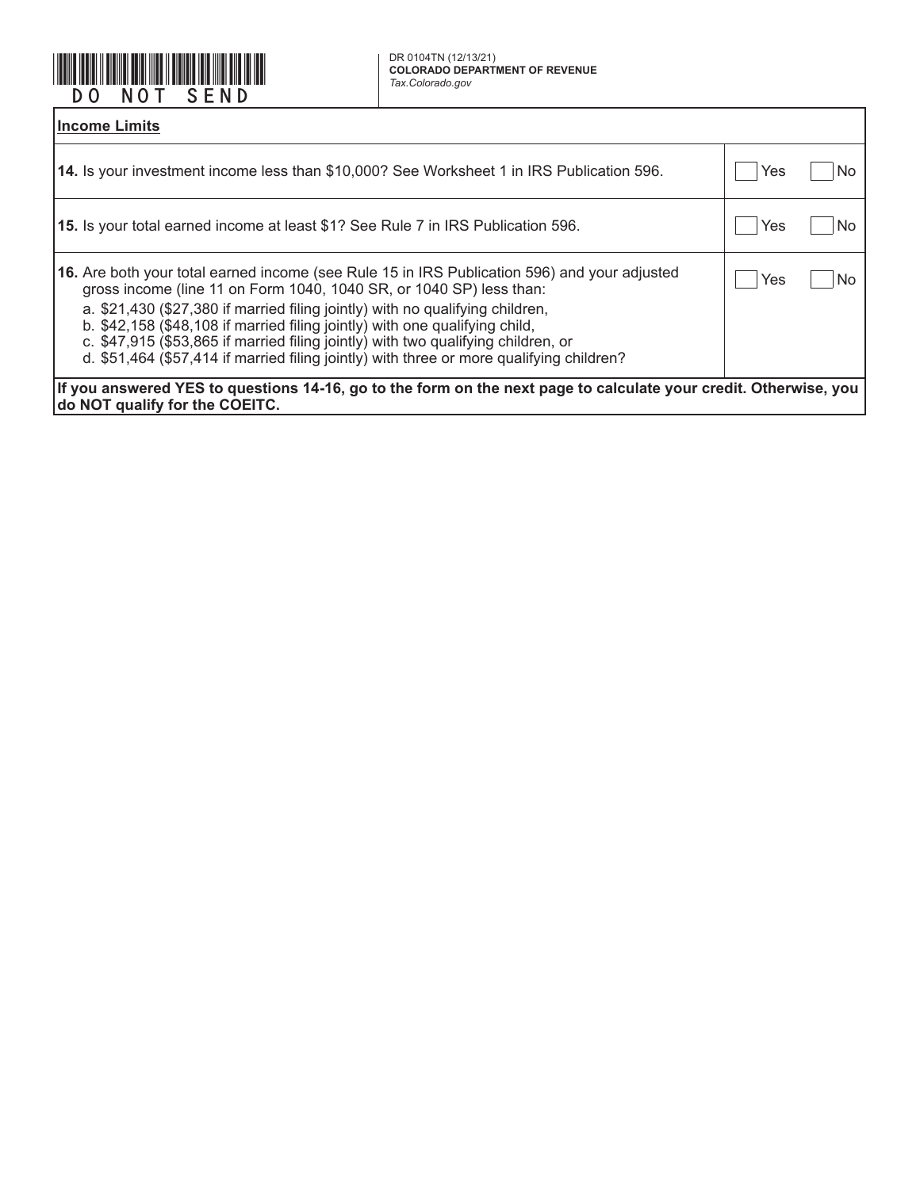DO NOT SEND

DR 0104TN (12/13/21)
**COLORADO DEPARTMENT OF REVENUE**
*Tax.Colorado.gov*

| **Income Limits** | |
|---|---|
| **14.** Is your investment income less than $10,000? See Worksheet 1 in IRS Publication 596. | ☐ Yes ☐ No |
| **15.** Is your total earned income at least $1? See Rule 7 in IRS Publication 596. | ☐ Yes ☐ No |
| **16.** Are both your total earned income (see Rule 15 in IRS Publication 596) and your adjusted gross income (line 11 on Form 1040, 1040 SR, or 1040 SP) less than:<br>a. $21,430 ($27,380 if married filing jointly) with no qualifying children,<br>b. $42,158 ($48,108 if married filing jointly) with one qualifying child,<br>c. $47,915 ($53,865 if married filing jointly) with two qualifying children, or<br>d. $51,464 ($57,414 if married filing jointly) with three or more qualifying children? | ☐ Yes ☐ No |

**If you answered YES to questions 14-16, go to the form on the next page to calculate your credit. Otherwise, you do NOT qualify for the COEITC.**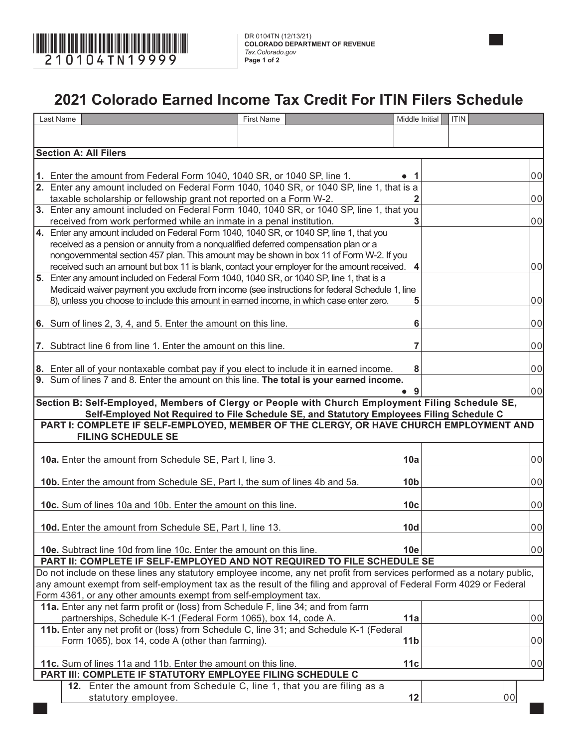DR 0104TN (12/13/21)
**COLORADO DEPARTMENT OF REVENUE**
*Tax.Colorado.gov*

210104TN19999

# 2021 Colorado Earned Income Tax Credit For ITIN Filers Schedule

| Last Name | First Name | Middle Initial | ITIN |
|---|---|---|---|
| | | | |

## Section A: All Filers

| Line | Description | | Amount |
|---|---|---|---|
| **1.** | Enter the amount from Federal Form 1040, 1040 SR, or 1040 SP, line 1. | ● 1 | 00 |
| **2.** | Enter any amount included on Federal Form 1040, 1040 SR, or 1040 SP, line 1, that is a taxable scholarship or fellowship grant not reported on a Form W-2. | 2 | 00 |
| **3.** | Enter any amount included on Federal Form 1040, 1040 SR, or 1040 SP, line 1, that you received from work performed while an inmate in a penal institution. | 3 | 00 |
| **4.** | Enter any amount included on Federal Form 1040, 1040 SR, or 1040 SP, line 1, that you received as a pension or annuity from a nonqualified deferred compensation plan or a nongovernmental section 457 plan. This amount may be shown in box 11 of Form W-2. If you received such an amount but box 11 is blank, contact your employer for the amount received. | 4 | 00 |
| **5.** | Enter any amount included on Federal Form 1040, 1040 SR, or 1040 SP, line 1, that is a Medicaid waiver payment you exclude from income (see instructions for federal Schedule 1, line 8), unless you choose to include this amount in earned income, in which case enter zero. | 5 | 00 |
| **6.** | Sum of lines 2, 3, 4, and 5. Enter the amount on this line. | 6 | 00 |
| **7.** | Subtract line 6 from line 1. Enter the amount on this line. | 7 | 00 |
| **8.** | Enter all of your nontaxable combat pay if you elect to include it in earned income. | 8 | 00 |
| **9.** | Sum of lines 7 and 8. Enter the amount on this line. **The total is your earned income.** | ● 9 | 00 |

## Section B: Self-Employed, Members of Clergy or People with Church Employment Filing Schedule SE, Self-Employed Not Required to File Schedule SE, and Statutory Employees Filing Schedule C

### PART I: COMPLETE IF SELF-EMPLOYED, MEMBER OF THE CLERGY, OR HAVE CHURCH EMPLOYMENT AND FILING SCHEDULE SE

| Line | Description | | Amount |
|---|---|---|---|
| **10a.** | Enter the amount from Schedule SE, Part I, line 3. | 10a | 00 |
| **10b.** | Enter the amount from Schedule SE, Part I, the sum of lines 4b and 5a. | 10b | 00 |
| **10c.** | Sum of lines 10a and 10b. Enter the amount on this line. | 10c | 00 |
| **10d.** | Enter the amount from Schedule SE, Part I, line 13. | 10d | 00 |
| **10e.** | Subtract line 10d from line 10c. Enter the amount on this line. | 10e | 00 |

### PART II: COMPLETE IF SELF-EMPLOYED AND NOT REQUIRED TO FILE SCHEDULE SE

Do not include on these lines any statutory employee income, any net profit from services performed as a notary public, any amount exempt from self-employment tax as the result of the filing and approval of Federal Form 4029 or Federal Form 4361, or any other amounts exempt from self-employment tax.

| Line | Description | | Amount |
|---|---|---|---|
| **11a.** | Enter any net farm profit or (loss) from Schedule F, line 34; and from farm partnerships, Schedule K-1 (Federal Form 1065), box 14, code A. | 11a | 00 |
| **11b.** | Enter any net profit or (loss) from Schedule C, line 31; and Schedule K-1 (Federal Form 1065), box 14, code A (other than farming). | 11b | 00 |
| **11c.** | Sum of lines 11a and 11b. Enter the amount on this line. | 11c | 00 |

### PART III: COMPLETE IF STATUTORY EMPLOYEE FILING SCHEDULE C

| Line | Description | | Amount |
|---|---|---|---|
| **12.** | Enter the amount from Schedule C, line 1, that you are filing as a statutory employee. | 12 | 00 |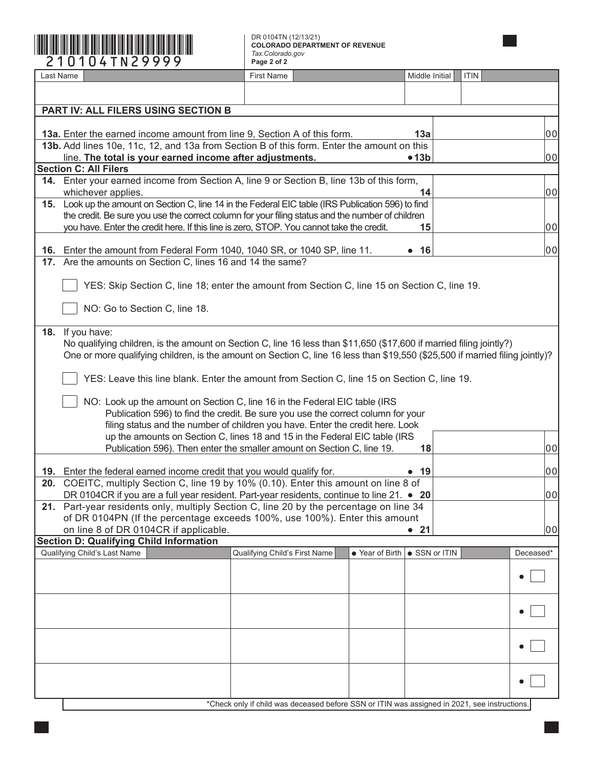210104TN29999

DR 0104TN (12/13/21)
**COLORADO DEPARTMENT OF REVENUE**
*Tax.Colorado.gov*

| Last Name | First Name | Middle Initial | ITIN |
|---|---|---|---|
| | | | |

## PART IV: ALL FILERS USING SECTION B

| | | | |
|---|---|---|---|
| **13a.** Enter the earned income amount from line 9, Section A of this form. | 13a | | 00 |
| **13b.** Add lines 10e, 11c, 12, and 13a from Section B of this form. Enter the amount on this line. **The total is your earned income after adjustments.** | • 13b | | 00 |

### Section C: All Filers

| | | | |
|---|---|---|---|
| **14.** Enter your earned income from Section A, line 9 or Section B, line 13b of this form, whichever applies. | 14 | | 00 |
| **15.** Look up the amount on Section C, line 14 in the Federal EIC table (IRS Publication 596) to find the credit. Be sure you use the correct column for your filing status and the number of children you have. Enter the credit here. If this line is zero, STOP. You cannot take the credit. | 15 | | 00 |
| **16.** Enter the amount from Federal Form 1040, 1040 SR, or 1040 SP, line 11. | • 16 | | 00 |

**17.** Are the amounts on Section C, lines 16 and 14 the same?

☐ YES: Skip Section C, line 18; enter the amount from Section C, line 15 on Section C, line 19.

☐ NO: Go to Section C, line 18.

**18.** If you have:
No qualifying children, is the amount on Section C, line 16 less than $11,650 ($17,600 if married filing jointly?)
One or more qualifying children, is the amount on Section C, line 16 less than $19,550 ($25,500 if married filing jointly)?

☐ YES: Leave this line blank. Enter the amount from Section C, line 15 on Section C, line 19.

☐ NO: Look up the amount on Section C, line 16 in the Federal EIC table (IRS Publication 596) to find the credit. Be sure you use the correct column for your filing status and the number of children you have. Enter the credit here. Look up the amounts on Section C, lines 18 and 15 in the Federal EIC table (IRS Publication 596). Then enter the smaller amount on Section C, line 19. **18** ______ 00

| | | | |
|---|---|---|---|
| **19.** Enter the federal earned income credit that you would qualify for. | • 19 | | 00 |
| **20.** COEITC, multiply Section C, line 19 by 10% (0.10). Enter this amount on line 8 of DR 0104CR if you are a full year resident. Part-year residents, continue to line 21. | • 20 | | 00 |
| **21.** Part-year residents only, multiply Section C, line 20 by the percentage on line 34 of DR 0104PN (If the percentage exceeds 100%, use 100%). Enter this amount on line 8 of DR 0104CR if applicable. | • 21 | | 00 |

### Section D: Qualifying Child Information

| Qualifying Child's Last Name | Qualifying Child's First Name | • Year of Birth | • SSN or ITIN | Deceased* |
|---|---|---|---|---|
| | | | | • ☐ |
| | | | | • ☐ |
| | | | | • ☐ |
| | | | | • ☐ |

*Check only if child was deceased before SSN or ITIN was assigned in 2021, see instructions.